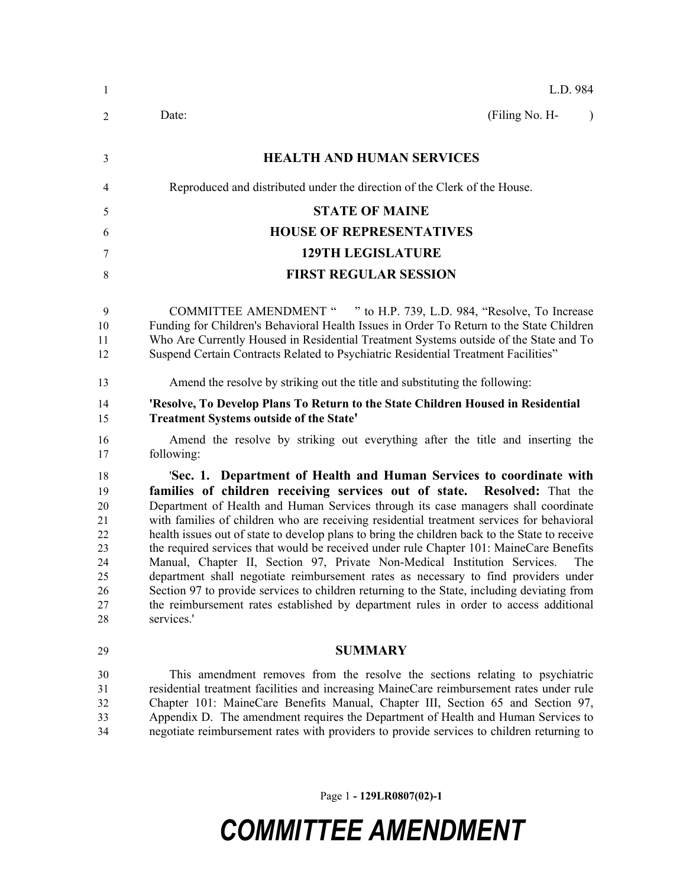L.D. 984

Date: (Filing No. H- )

**HEALTH AND HUMAN SERVICES**

Reproduced and distributed under the direction of the Clerk of the House.

**STATE OF MAINE**

**HOUSE OF REPRESENTATIVES**

**129TH LEGISLATURE**

**FIRST REGULAR SESSION**

COMMITTEE AMENDMENT " " to H.P. 739, L.D. 984, "Resolve, To Increase Funding for Children's Behavioral Health Issues in Order To Return to the State Children Who Are Currently Housed in Residential Treatment Systems outside of the State and To Suspend Certain Contracts Related to Psychiatric Residential Treatment Facilities"

Amend the resolve by striking out the title and substituting the following:

**'Resolve, To Develop Plans To Return to the State Children Housed in Residential Treatment Systems outside of the State'**

Amend the resolve by striking out everything after the title and inserting the following:

'**Sec. 1. Department of Health and Human Services to coordinate with families of children receiving services out of state. Resolved:** That the Department of Health and Human Services through its case managers shall coordinate with families of children who are receiving residential treatment services for behavioral health issues out of state to develop plans to bring the children back to the State to receive the required services that would be received under rule Chapter 101: MaineCare Benefits Manual, Chapter II, Section 97, Private Non-Medical Institution Services. The department shall negotiate reimbursement rates as necessary to find providers under Section 97 to provide services to children returning to the State, including deviating from the reimbursement rates established by department rules in order to access additional services.'

**SUMMARY**

This amendment removes from the resolve the sections relating to psychiatric residential treatment facilities and increasing MaineCare reimbursement rates under rule Chapter 101: MaineCare Benefits Manual, Chapter III, Section 65 and Section 97, Appendix D. The amendment requires the Department of Health and Human Services to negotiate reimbursement rates with providers to provide services to children returning to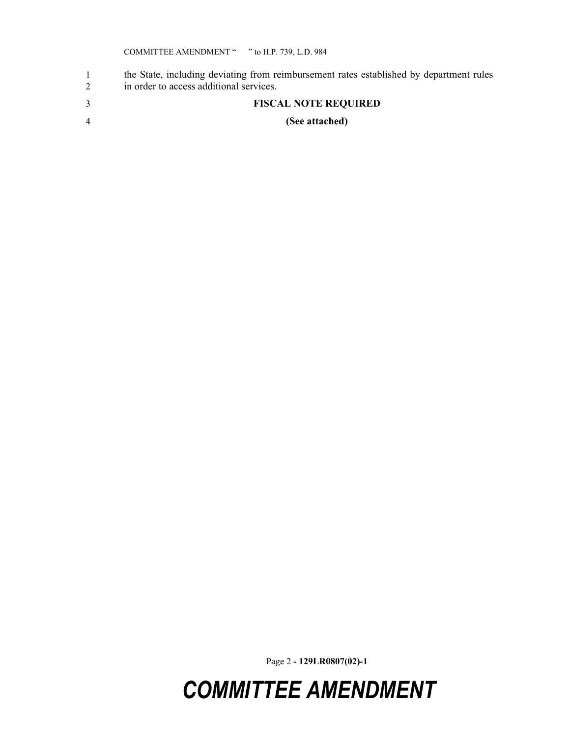the State, including deviating from reimbursement rates established by department rules in order to access additional services.

**FISCAL NOTE REQUIRED**

**(See attached)**